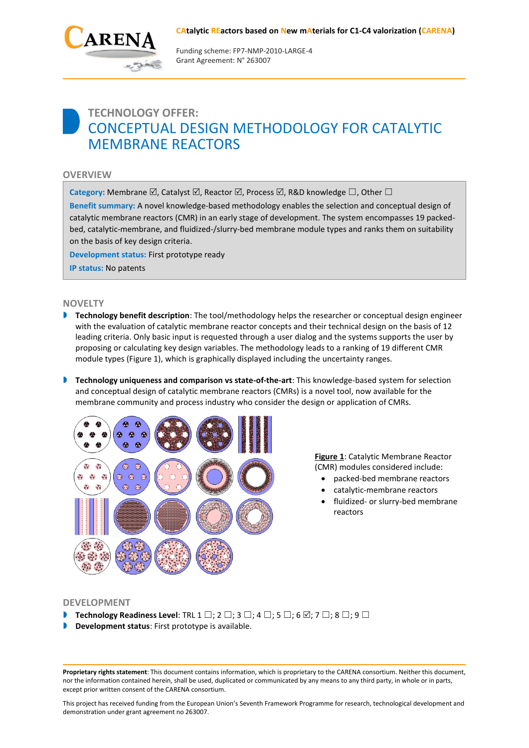**CAtalytic REactors based on New mAterials for C1-C4 valorization (CARENA)**

Funding scheme: FP7-NMP-2010-LARGE-4
Grant Agreement: N° 263007

# TECHNOLOGY OFFER: CONCEPTUAL DESIGN METHODOLOGY FOR CATALYTIC MEMBRANE REACTORS

## OVERVIEW

**Category:** Membrane ☑, Catalyst ☑, Reactor ☑, Process ☑, R&D knowledge ☐, Other ☐

**Benefit summary:** A novel knowledge-based methodology enables the selection and conceptual design of catalytic membrane reactors (CMR) in an early stage of development. The system encompasses 19 packed-bed, catalytic-membrane, and fluidized-/slurry-bed membrane module types and ranks them on suitability on the basis of key design criteria.

**Development status:** First prototype ready

**IP status:** No patents

## NOVELTY

- **Technology benefit description**: The tool/methodology helps the researcher or conceptual design engineer with the evaluation of catalytic membrane reactor concepts and their technical design on the basis of 12 leading criteria. Only basic input is requested through a user dialog and the systems supports the user by proposing or calculating key design variables. The methodology leads to a ranking of 19 different CMR module types (Figure 1), which is graphically displayed including the uncertainty ranges.

- **Technology uniqueness and comparison vs state-of-the-art**: This knowledge-based system for selection and conceptual design of catalytic membrane reactors (CMRs) is a novel tool, now available for the membrane community and process industry who consider the design or application of CMRs.

**Figure 1**: Catalytic Membrane Reactor (CMR) modules considered include:

- packed-bed membrane reactors
- catalytic-membrane reactors
- fluidized- or slurry-bed membrane reactors

## DEVELOPMENT

- **Technology Readiness Level**: TRL 1 ☐; 2 ☐; 3 ☐; 4 ☐; 5 ☐; 6 ☑; 7 ☐; 8 ☐; 9 ☐
- **Development status**: First prototype is available.

**Proprietary rights statement**: This document contains information, which is proprietary to the CARENA consortium. Neither this document, nor the information contained herein, shall be used, duplicated or communicated by any means to any third party, in whole or in parts, except prior written consent of the CARENA consortium.

This project has received funding from the European Union's Seventh Framework Programme for research, technological development and demonstration under grant agreement no 263007.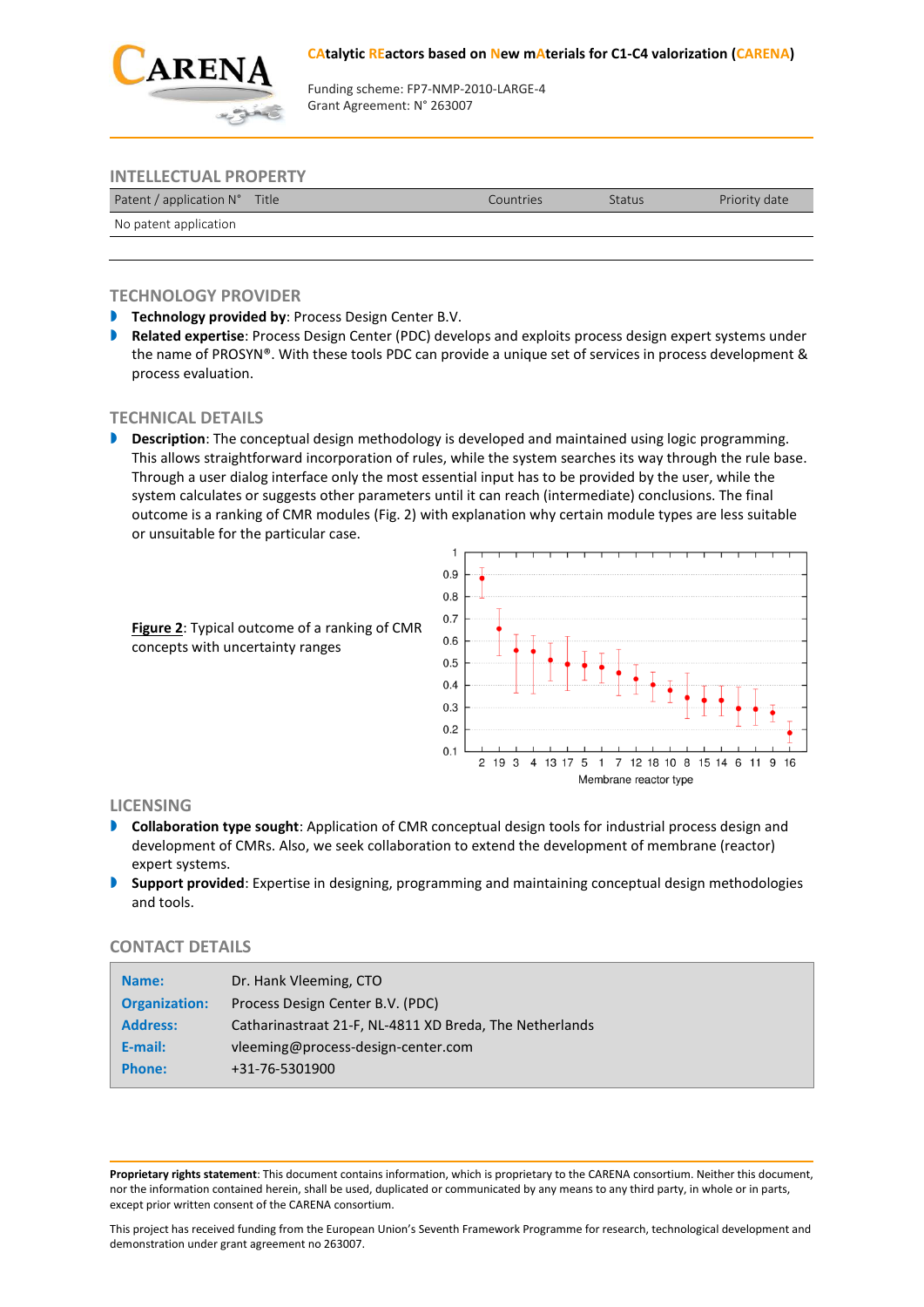## INTELLECTUAL PROPERTY

| Patent / application N° | Title | Countries | Status | Priority date |
|---|---|---|---|---|
| No patent application | | | | |

## TECHNOLOGY PROVIDER

- **Technology provided by**: Process Design Center B.V.
- **Related expertise**: Process Design Center (PDC) develops and exploits process design expert systems under the name of PROSYN®. With these tools PDC can provide a unique set of services in process development & process evaluation.

## TECHNICAL DETAILS

- **Description**: The conceptual design methodology is developed and maintained using logic programming. This allows straightforward incorporation of rules, while the system searches its way through the rule base. Through a user dialog interface only the most essential input has to be provided by the user, while the system calculates or suggests other parameters until it can reach (intermediate) conclusions. The final outcome is a ranking of CMR modules (Fig. 2) with explanation why certain module types are less suitable or unsuitable for the particular case.

**Figure 2**: Typical outcome of a ranking of CMR concepts with uncertainty ranges

1
0.9
0.8
0.7
0.6
0.5
0.4
0.3
0.2
0.1

2 19 3 4 13 17 5 1 7 12 18 10 8 15 14 6 11 9 16

Membrane reactor type

## LICENSING

- **Collaboration type sought**: Application of CMR conceptual design tools for industrial process design and development of CMRs. Also, we seek collaboration to extend the development of membrane (reactor) expert systems.
- **Support provided**: Expertise in designing, programming and maintaining conceptual design methodologies and tools.

## CONTACT DETAILS

| | |
|---|---|
| **Name:** | Dr. Hank Vleeming, CTO |
| **Organization:** | Process Design Center B.V. (PDC) |
| **Address:** | Catharinastraat 21-F, NL-4811 XD Breda, The Netherlands |
| **E-mail:** | vleeming@process-design-center.com |
| **Phone:** | +31-76-5301900 |

**Proprietary rights statement**: This document contains information, which is proprietary to the CARENA consortium. Neither this document, nor the information contained herein, shall be used, duplicated or communicated by any means to any third party, in whole or in parts, except prior written consent of the CARENA consortium.

This project has received funding from the European Union's Seventh Framework Programme for research, technological development and demonstration under grant agreement no 263007.